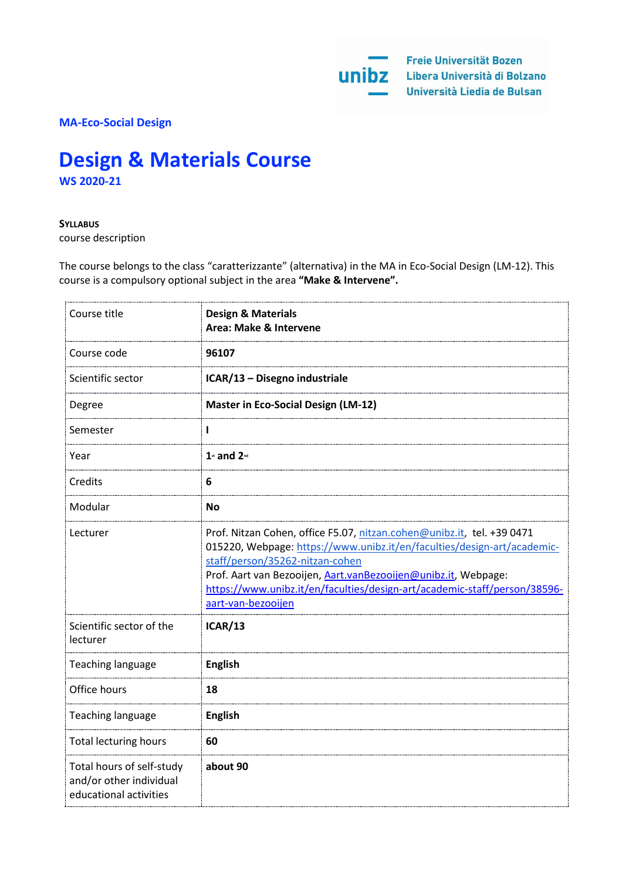Freie Universität Bozen
Libera Università di Bolzano
Università Liedia de Bulsan

**MA-Eco-Social Design**

# Design & Materials Course

**WS 2020-21**

**SYLLABUS**
course description

The course belongs to the class "caratterizzante" (alternativa) in the MA in Eco-Social Design (LM-12). This course is a compulsory optional subject in the area **"Make & Intervene".**

| | |
|---|---|
| Course title | **Design & Materials**<br>**Area: Make & Intervene** |
| Course code | **96107** |
| Scientific sector | **ICAR/13 – Disegno industriale** |
| Degree | **Master in Eco-Social Design (LM-12)** |
| Semester | **I** |
| Year | **1st and 2nd** |
| Credits | **6** |
| Modular | **No** |
| Lecturer | Prof. Nitzan Cohen, office F5.07, nitzan.cohen@unibz.it, tel. +39 0471 015220, Webpage: https://www.unibz.it/en/faculties/design-art/academic-staff/person/35262-nitzan-cohen<br>Prof. Aart van Bezooijen, Aart.vanBezooijen@unibz.it, Webpage: https://www.unibz.it/en/faculties/design-art/academic-staff/person/38596-aart-van-bezooijen |
| Scientific sector of the lecturer | **ICAR/13** |
| Teaching language | **English** |
| Office hours | **18** |
| Teaching language | **English** |
| Total lecturing hours | **60** |
| Total hours of self-study and/or other individual educational activities | **about 90** |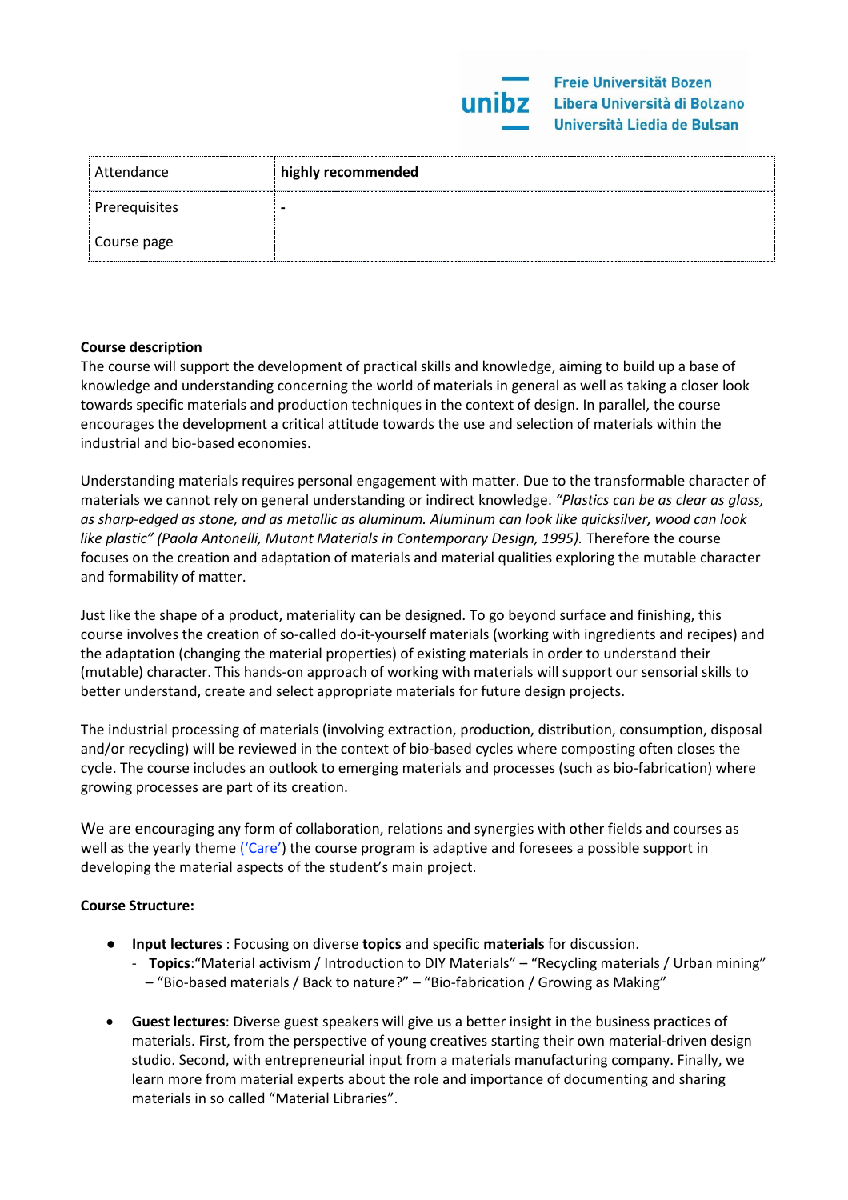| Attendance | **highly recommended** |
| --- | --- |
| Prerequisites | **-** |
| Course page | |

**Course description**

The course will support the development of practical skills and knowledge, aiming to build up a base of knowledge and understanding concerning the world of materials in general as well as taking a closer look towards specific materials and production techniques in the context of design. In parallel, the course encourages the development a critical attitude towards the use and selection of materials within the industrial and bio-based economies.

Understanding materials requires personal engagement with matter. Due to the transformable character of materials we cannot rely on general understanding or indirect knowledge. *"Plastics can be as clear as glass, as sharp-edged as stone, and as metallic as aluminum. Aluminum can look like quicksilver, wood can look like plastic" (Paola Antonelli, Mutant Materials in Contemporary Design, 1995).* Therefore the course focuses on the creation and adaptation of materials and material qualities exploring the mutable character and formability of matter.

Just like the shape of a product, materiality can be designed. To go beyond surface and finishing, this course involves the creation of so-called do-it-yourself materials (working with ingredients and recipes) and the adaptation (changing the material properties) of existing materials in order to understand their (mutable) character. This hands-on approach of working with materials will support our sensorial skills to better understand, create and select appropriate materials for future design projects.

The industrial processing of materials (involving extraction, production, distribution, consumption, disposal and/or recycling) will be reviewed in the context of bio-based cycles where composting often closes the cycle. The course includes an outlook to emerging materials and processes (such as bio-fabrication) where growing processes are part of its creation.

We are encouraging any form of collaboration, relations and synergies with other fields and courses as well as the yearly theme ('Care') the course program is adaptive and foresees a possible support in developing the material aspects of the student's main project.

**Course Structure:**

- **Input lectures** : Focusing on diverse **topics** and specific **materials** for discussion.
  - **Topics**:"Material activism / Introduction to DIY Materials" – "Recycling materials / Urban mining" – "Bio-based materials / Back to nature?" – "Bio-fabrication / Growing as Making"

- **Guest lectures**: Diverse guest speakers will give us a better insight in the business practices of materials. First, from the perspective of young creatives starting their own material-driven design studio. Second, with entrepreneurial input from a materials manufacturing company. Finally, we learn more from material experts about the role and importance of documenting and sharing materials in so called "Material Libraries".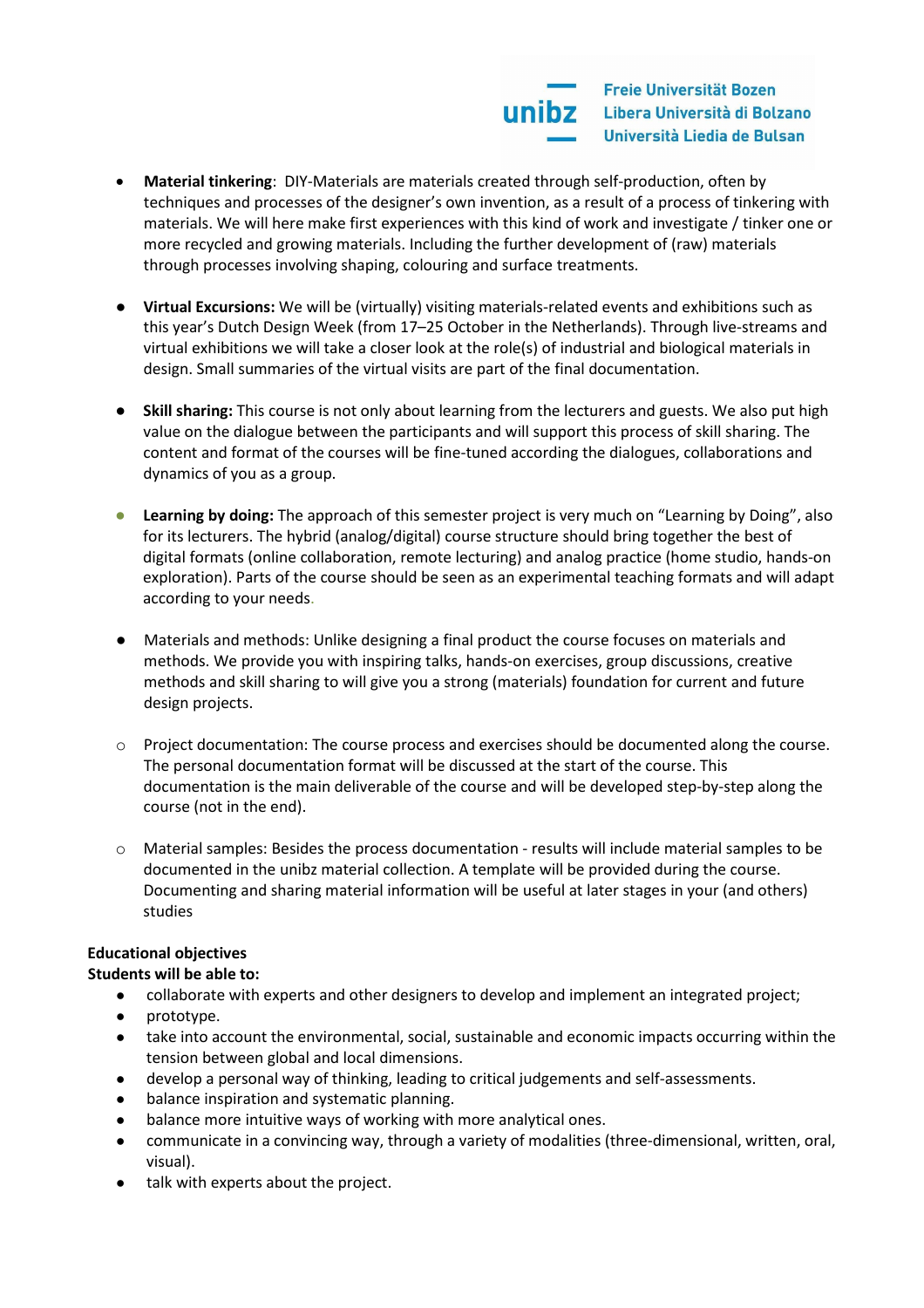- **Material tinkering**: DIY-Materials are materials created through self-production, often by techniques and processes of the designer's own invention, as a result of a process of tinkering with materials. We will here make first experiences with this kind of work and investigate / tinker one or more recycled and growing materials. Including the further development of (raw) materials through processes involving shaping, colouring and surface treatments.

- **Virtual Excursions:** We will be (virtually) visiting materials-related events and exhibitions such as this year's Dutch Design Week (from 17–25 October in the Netherlands). Through live-streams and virtual exhibitions we will take a closer look at the role(s) of industrial and biological materials in design. Small summaries of the virtual visits are part of the final documentation.

- **Skill sharing:** This course is not only about learning from the lecturers and guests. We also put high value on the dialogue between the participants and will support this process of skill sharing. The content and format of the courses will be fine-tuned according the dialogues, collaborations and dynamics of you as a group.

- **Learning by doing:** The approach of this semester project is very much on "Learning by Doing", also for its lecturers. The hybrid (analog/digital) course structure should bring together the best of digital formats (online collaboration, remote lecturing) and analog practice (home studio, hands-on exploration). Parts of the course should be seen as an experimental teaching formats and will adapt according to your needs.

- Materials and methods: Unlike designing a final product the course focuses on materials and methods. We provide you with inspiring talks, hands-on exercises, group discussions, creative methods and skill sharing to will give you a strong (materials) foundation for current and future design projects.

  - Project documentation: The course process and exercises should be documented along the course. The personal documentation format will be discussed at the start of the course. This documentation is the main deliverable of the course and will be developed step-by-step along the course (not in the end).

  - Material samples: Besides the process documentation - results will include material samples to be documented in the unibz material collection. A template will be provided during the course. Documenting and sharing material information will be useful at later stages in your (and others) studies

**Educational objectives**
**Students will be able to:**

- collaborate with experts and other designers to develop and implement an integrated project;
- prototype.
- take into account the environmental, social, sustainable and economic impacts occurring within the tension between global and local dimensions.
- develop a personal way of thinking, leading to critical judgements and self-assessments.
- balance inspiration and systematic planning.
- balance more intuitive ways of working with more analytical ones.
- communicate in a convincing way, through a variety of modalities (three-dimensional, written, oral, visual).
- talk with experts about the project.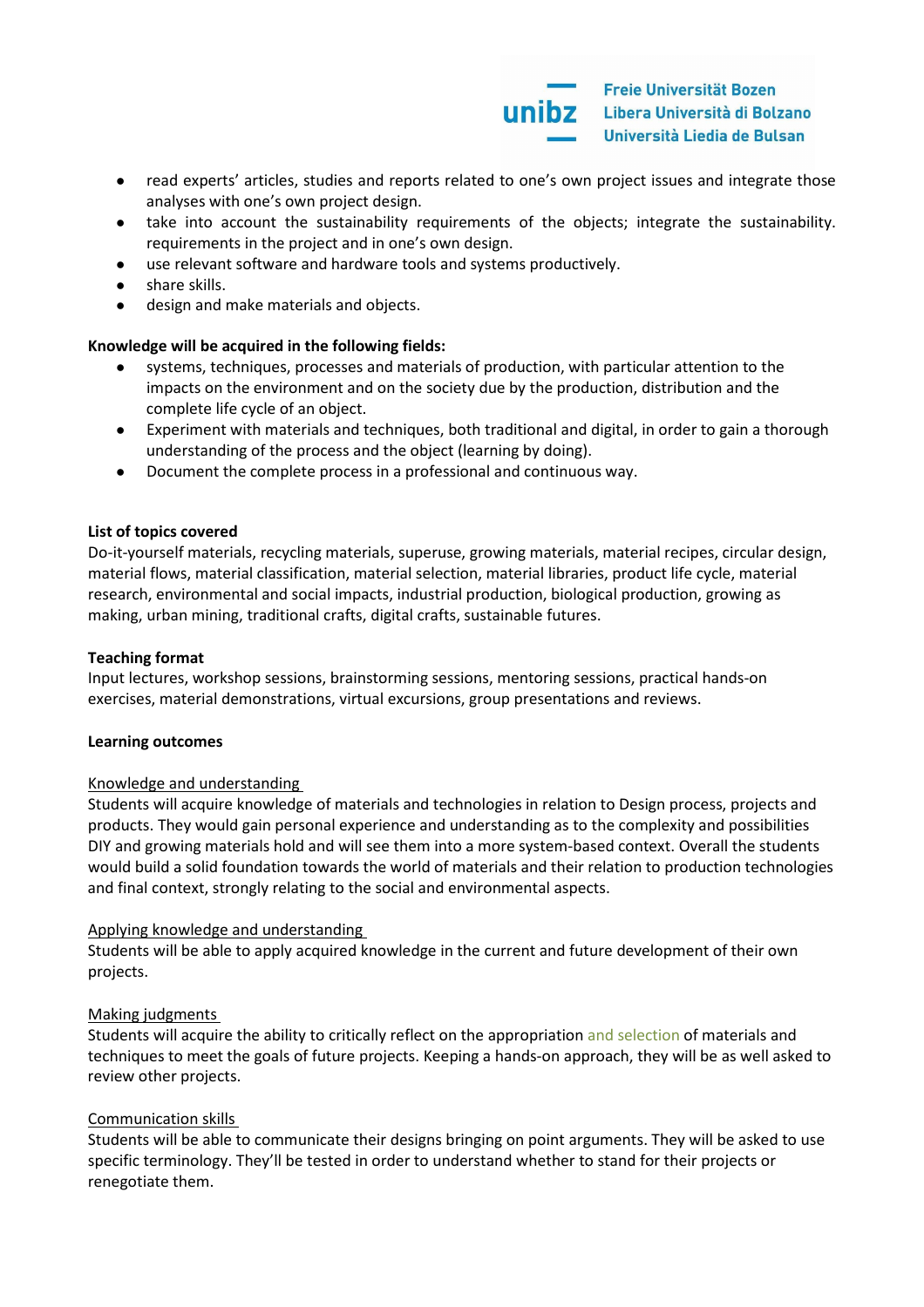- read experts' articles, studies and reports related to one's own project issues and integrate those analyses with one's own project design.
- take into account the sustainability requirements of the objects; integrate the sustainability. requirements in the project and in one's own design.
- use relevant software and hardware tools and systems productively.
- share skills.
- design and make materials and objects.

**Knowledge will be acquired in the following fields:**

- systems, techniques, processes and materials of production, with particular attention to the impacts on the environment and on the society due by the production, distribution and the complete life cycle of an object.
- Experiment with materials and techniques, both traditional and digital, in order to gain a thorough understanding of the process and the object (learning by doing).
- Document the complete process in a professional and continuous way.

**List of topics covered**

Do-it-yourself materials, recycling materials, superuse, growing materials, material recipes, circular design, material flows, material classification, material selection, material libraries, product life cycle, material research, environmental and social impacts, industrial production, biological production, growing as making, urban mining, traditional crafts, digital crafts, sustainable futures.

**Teaching format**

Input lectures, workshop sessions, brainstorming sessions, mentoring sessions, practical hands-on exercises, material demonstrations, virtual excursions, group presentations and reviews.

**Learning outcomes**

Knowledge and understanding

Students will acquire knowledge of materials and technologies in relation to Design process, projects and products. They would gain personal experience and understanding as to the complexity and possibilities DIY and growing materials hold and will see them into a more system-based context. Overall the students would build a solid foundation towards the world of materials and their relation to production technologies and final context, strongly relating to the social and environmental aspects.

Applying knowledge and understanding

Students will be able to apply acquired knowledge in the current and future development of their own projects.

Making judgments

Students will acquire the ability to critically reflect on the appropriation and selection of materials and techniques to meet the goals of future projects. Keeping a hands-on approach, they will be as well asked to review other projects.

Communication skills

Students will be able to communicate their designs bringing on point arguments. They will be asked to use specific terminology. They'll be tested in order to understand whether to stand for their projects or renegotiate them.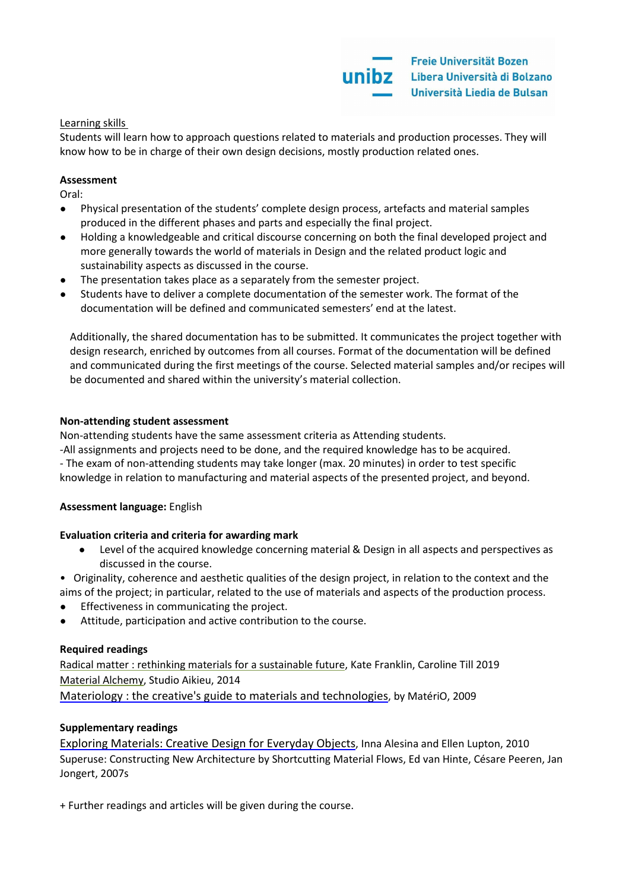Learning skills

Students will learn how to approach questions related to materials and production processes. They will know how to be in charge of their own design decisions, mostly production related ones.

**Assessment**

Oral:

- Physical presentation of the students' complete design process, artefacts and material samples produced in the different phases and parts and especially the final project.
- Holding a knowledgeable and critical discourse concerning on both the final developed project and more generally towards the world of materials in Design and the related product logic and sustainability aspects as discussed in the course.
- The presentation takes place as a separately from the semester project.
- Students have to deliver a complete documentation of the semester work. The format of the documentation will be defined and communicated semesters' end at the latest.

Additionally, the shared documentation has to be submitted. It communicates the project together with design research, enriched by outcomes from all courses. Format of the documentation will be defined and communicated during the first meetings of the course. Selected material samples and/or recipes will be documented and shared within the university's material collection.

**Non-attending student assessment**

Non-attending students have the same assessment criteria as Attending students.
-All assignments and projects need to be done, and the required knowledge has to be acquired.
- The exam of non-attending students may take longer (max. 20 minutes) in order to test specific knowledge in relation to manufacturing and material aspects of the presented project, and beyond.

**Assessment language:** English

**Evaluation criteria and criteria for awarding mark**

- Level of the acquired knowledge concerning material & Design in all aspects and perspectives as discussed in the course.
- Originality, coherence and aesthetic qualities of the design project, in relation to the context and the aims of the project; in particular, related to the use of materials and aspects of the production process.
- Effectiveness in communicating the project.
- Attitude, participation and active contribution to the course.

**Required readings**

Radical matter : rethinking materials for a sustainable future, Kate Franklin, Caroline Till 2019
Material Alchemy, Studio Aikieu, 2014
Materiology : the creative's guide to materials and technologies, by MatériO, 2009

**Supplementary readings**

Exploring Materials: Creative Design for Everyday Objects, Inna Alesina and Ellen Lupton, 2010
Superuse: Constructing New Architecture by Shortcutting Material Flows, Ed van Hinte, Césare Peeren, Jan Jongert, 2007s

+ Further readings and articles will be given during the course.